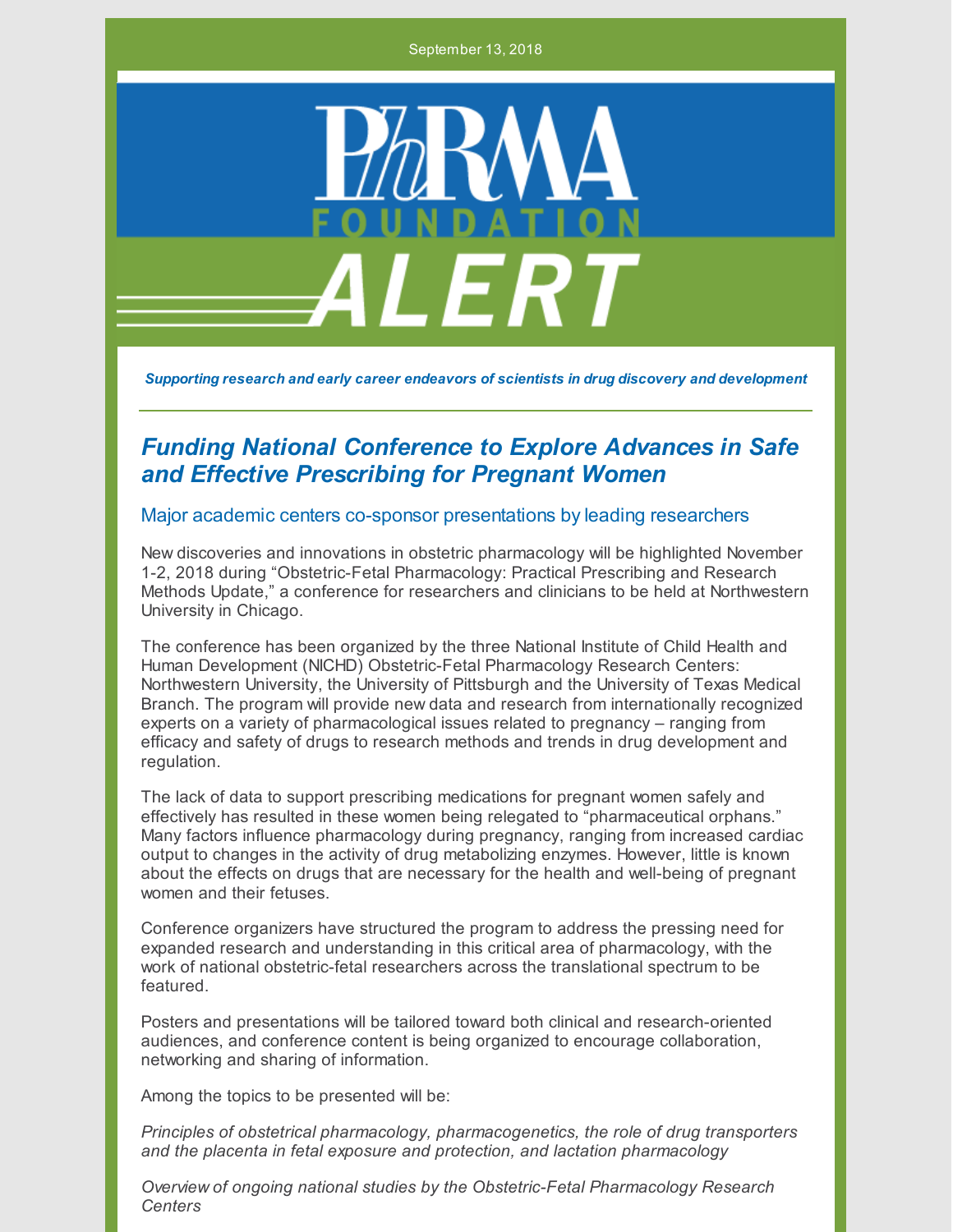September 13, 2018

PhRMA FOUNDATION ALERT

*Supporting research and early career endeavors of scientists in drug discovery and development*

## *Funding National Conference to Explore Advances in Safe and Effective Prescribing for Pregnant Women*

### Major academic centers co-sponsor presentations by leading researchers

New discoveries and innovations in obstetric pharmacology will be highlighted November 1-2, 2018 during "Obstetric-Fetal Pharmacology: Practical Prescribing and Research Methods Update," a conference for researchers and clinicians to be held at Northwestern University in Chicago.

The conference has been organized by the three National Institute of Child Health and Human Development (NICHD) Obstetric-Fetal Pharmacology Research Centers: Northwestern University, the University of Pittsburgh and the University of Texas Medical Branch. The program will provide new data and research from internationally recognized experts on a variety of pharmacological issues related to pregnancy – ranging from efficacy and safety of drugs to research methods and trends in drug development and regulation.

The lack of data to support prescribing medications for pregnant women safely and effectively has resulted in these women being relegated to "pharmaceutical orphans." Many factors influence pharmacology during pregnancy, ranging from increased cardiac output to changes in the activity of drug metabolizing enzymes. However, little is known about the effects on drugs that are necessary for the health and well-being of pregnant women and their fetuses.

Conference organizers have structured the program to address the pressing need for expanded research and understanding in this critical area of pharmacology, with the work of national obstetric-fetal researchers across the translational spectrum to be featured.

Posters and presentations will be tailored toward both clinical and research-oriented audiences, and conference content is being organized to encourage collaboration, networking and sharing of information.

Among the topics to be presented will be:

*Principles of obstetrical pharmacology, pharmacogenetics, the role of drug transporters and the placenta in fetal exposure and protection, and lactation pharmacology*

*Overview of ongoing national studies by the Obstetric-Fetal Pharmacology Research Centers*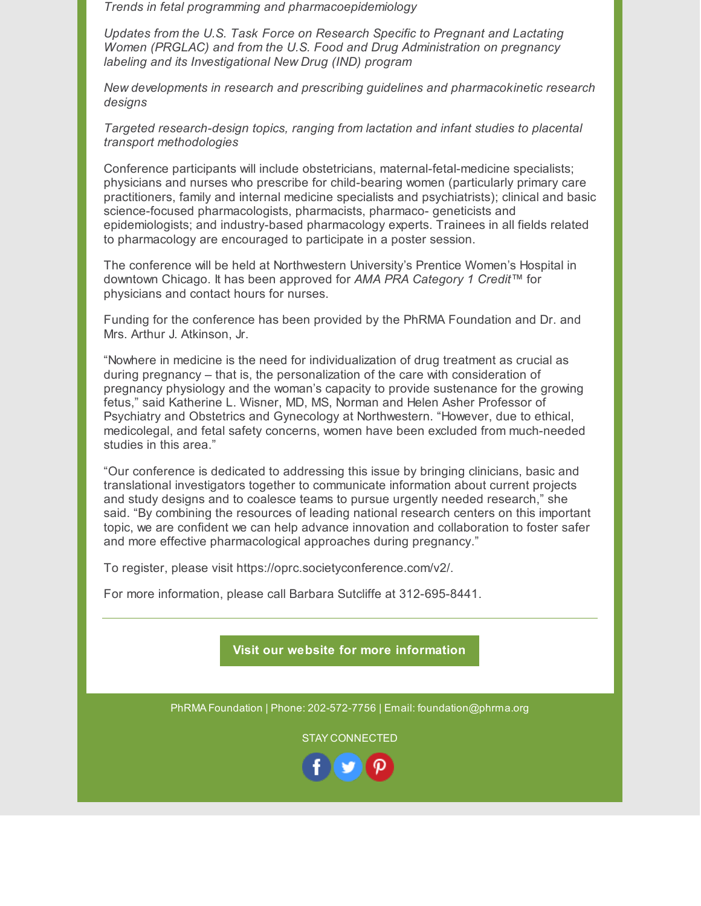*Trends in fetal programming and pharmacoepidemiology*

*Updates from the U.S. Task Force on Research Specific to Pregnant and Lactating Women (PRGLAC) and from the U.S. Food and Drug Administration on pregnancy labeling and its Investigational New Drug (IND) program*

*New developments in research and prescribing guidelines and pharmacokinetic research designs*

*Targeted research-design topics, ranging from lactation and infant studies to placental transport methodologies*

Conference participants will include obstetricians, maternal-fetal-medicine specialists; physicians and nurses who prescribe for child-bearing women (particularly primary care practitioners, family and internal medicine specialists and psychiatrists); clinical and basic science-focused pharmacologists, pharmacists, pharmaco- geneticists and epidemiologists; and industry-based pharmacology experts. Trainees in all fields related to pharmacology are encouraged to participate in a poster session.

The conference will be held at Northwestern University's Prentice Women's Hospital in downtown Chicago. It has been approved for *AMA PRA Category 1 Credit™* for physicians and contact hours for nurses.

Funding for the conference has been provided by the PhRMA Foundation and Dr. and Mrs. Arthur J. Atkinson, Jr.

"Nowhere in medicine is the need for individualization of drug treatment as crucial as during pregnancy – that is, the personalization of the care with consideration of pregnancy physiology and the woman's capacity to provide sustenance for the growing fetus," said Katherine L. Wisner, MD, MS, Norman and Helen Asher Professor of Psychiatry and Obstetrics and Gynecology at Northwestern. "However, due to ethical, medicolegal, and fetal safety concerns, women have been excluded from much-needed studies in this area."

"Our conference is dedicated to addressing this issue by bringing clinicians, basic and translational investigators together to communicate information about current projects and study designs and to coalesce teams to pursue urgently needed research," she said. "By combining the resources of leading national research centers on this important topic, we are confident we can help advance innovation and collaboration to foster safer and more effective pharmacological approaches during pregnancy."

To register, please visit https://oprc.societyconference.com/v2/.

For more information, please call Barbara Sutcliffe at 312-695-8441.

---

**Visit our website for more information**

PhRMA Foundation | Phone: 202-572-7756 | Email: foundation@phrma.org

STAY CONNECTED